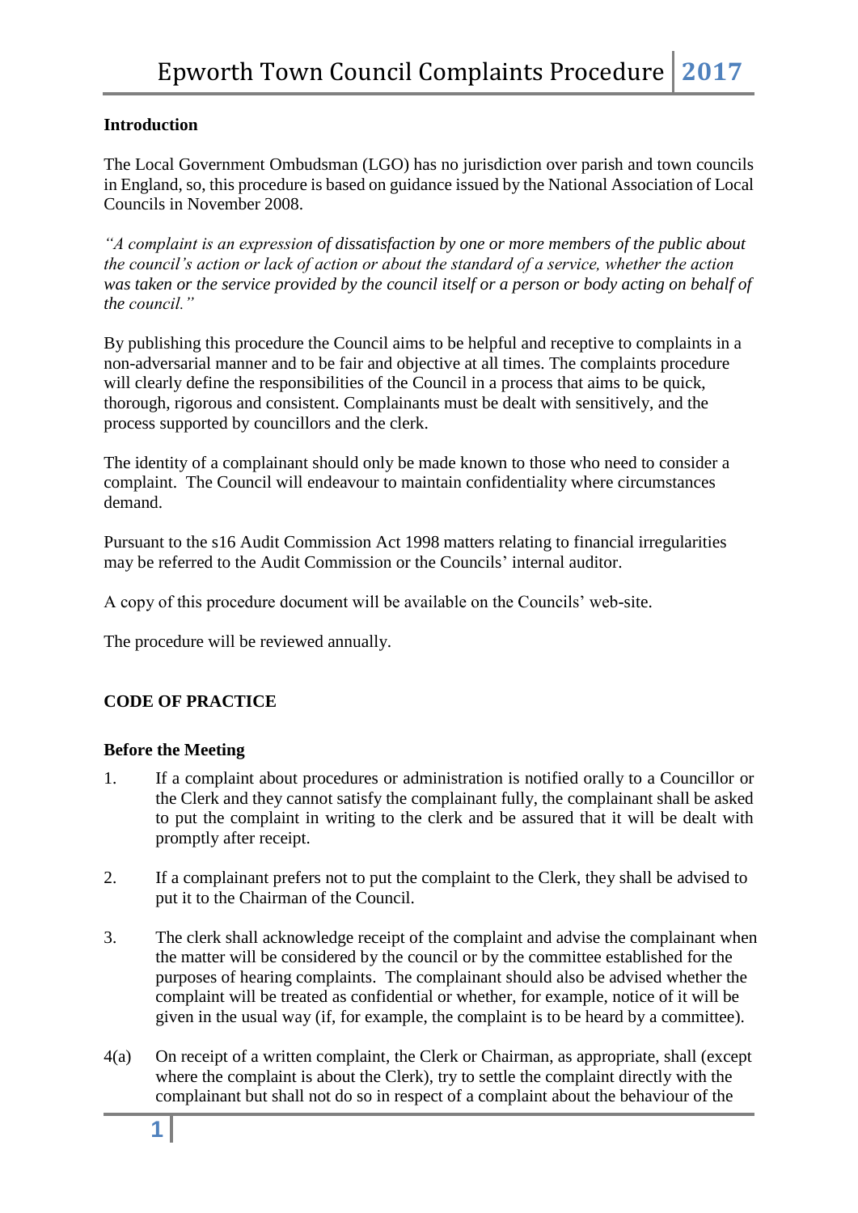## Introduction

The Local Government Ombudsman (LGO) has no jurisdiction over parish and town councils in England, so, this procedure is based on guidance issued by the National Association of Local Councils in November 2008.

*"A complaint is an expression of dissatisfaction by one or more members of the public about the council's action or lack of action or about the standard of a service, whether the action was taken or the service provided by the council itself or a person or body acting on behalf of the council."*

By publishing this procedure the Council aims to be helpful and receptive to complaints in a non-adversarial manner and to be fair and objective at all times. The complaints procedure will clearly define the responsibilities of the Council in a process that aims to be quick, thorough, rigorous and consistent. Complainants must be dealt with sensitively, and the process supported by councillors and the clerk.

The identity of a complainant should only be made known to those who need to consider a complaint. The Council will endeavour to maintain confidentiality where circumstances demand.

Pursuant to the s16 Audit Commission Act 1998 matters relating to financial irregularities may be referred to the Audit Commission or the Councils' internal auditor.

A copy of this procedure document will be available on the Councils' web-site.

The procedure will be reviewed annually.

## CODE OF PRACTICE

### Before the Meeting

1. If a complaint about procedures or administration is notified orally to a Councillor or the Clerk and they cannot satisfy the complainant fully, the complainant shall be asked to put the complaint in writing to the clerk and be assured that it will be dealt with promptly after receipt.

2. If a complainant prefers not to put the complaint to the Clerk, they shall be advised to put it to the Chairman of the Council.

3. The clerk shall acknowledge receipt of the complaint and advise the complainant when the matter will be considered by the council or by the committee established for the purposes of hearing complaints. The complainant should also be advised whether the complaint will be treated as confidential or whether, for example, notice of it will be given in the usual way (if, for example, the complaint is to be heard by a committee).

4(a) On receipt of a written complaint, the Clerk or Chairman, as appropriate, shall (except where the complaint is about the Clerk), try to settle the complaint directly with the complainant but shall not do so in respect of a complaint about the behaviour of the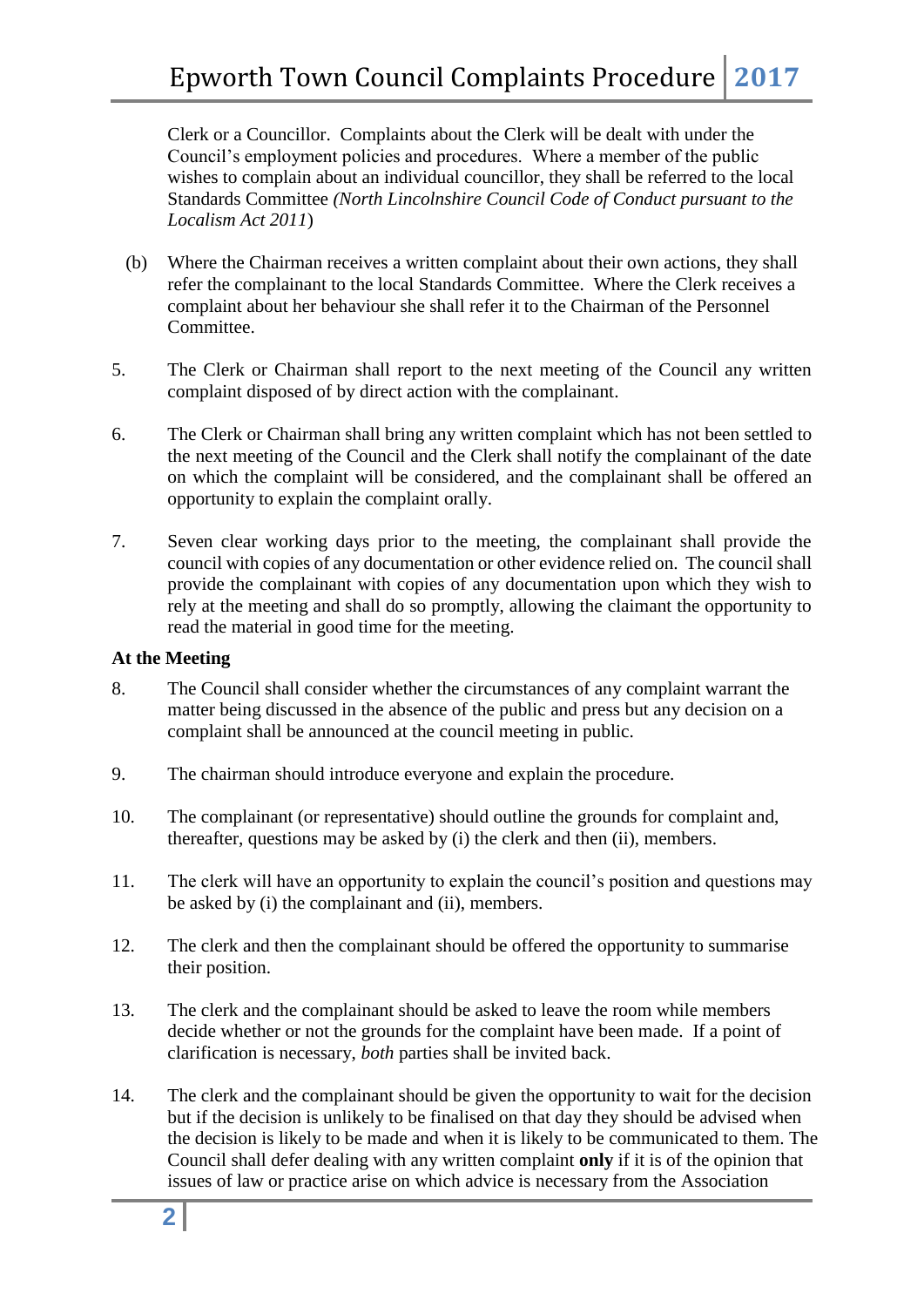Clerk or a Councillor. Complaints about the Clerk will be dealt with under the Council's employment policies and procedures. Where a member of the public wishes to complain about an individual councillor, they shall be referred to the local Standards Committee *(North Lincolnshire Council Code of Conduct pursuant to the Localism Act 2011*)

(b) Where the Chairman receives a written complaint about their own actions, they shall refer the complainant to the local Standards Committee. Where the Clerk receives a complaint about her behaviour she shall refer it to the Chairman of the Personnel Committee.

5. The Clerk or Chairman shall report to the next meeting of the Council any written complaint disposed of by direct action with the complainant.

6. The Clerk or Chairman shall bring any written complaint which has not been settled to the next meeting of the Council and the Clerk shall notify the complainant of the date on which the complaint will be considered, and the complainant shall be offered an opportunity to explain the complaint orally.

7. Seven clear working days prior to the meeting, the complainant shall provide the council with copies of any documentation or other evidence relied on. The council shall provide the complainant with copies of any documentation upon which they wish to rely at the meeting and shall do so promptly, allowing the claimant the opportunity to read the material in good time for the meeting.

**At the Meeting**

8. The Council shall consider whether the circumstances of any complaint warrant the matter being discussed in the absence of the public and press but any decision on a complaint shall be announced at the council meeting in public.

9. The chairman should introduce everyone and explain the procedure.

10. The complainant (or representative) should outline the grounds for complaint and, thereafter, questions may be asked by (i) the clerk and then (ii), members.

11. The clerk will have an opportunity to explain the council's position and questions may be asked by (i) the complainant and (ii), members.

12. The clerk and then the complainant should be offered the opportunity to summarise their position.

13. The clerk and the complainant should be asked to leave the room while members decide whether or not the grounds for the complaint have been made. If a point of clarification is necessary, *both* parties shall be invited back.

14. The clerk and the complainant should be given the opportunity to wait for the decision but if the decision is unlikely to be finalised on that day they should be advised when the decision is likely to be made and when it is likely to be communicated to them. The Council shall defer dealing with any written complaint **only** if it is of the opinion that issues of law or practice arise on which advice is necessary from the Association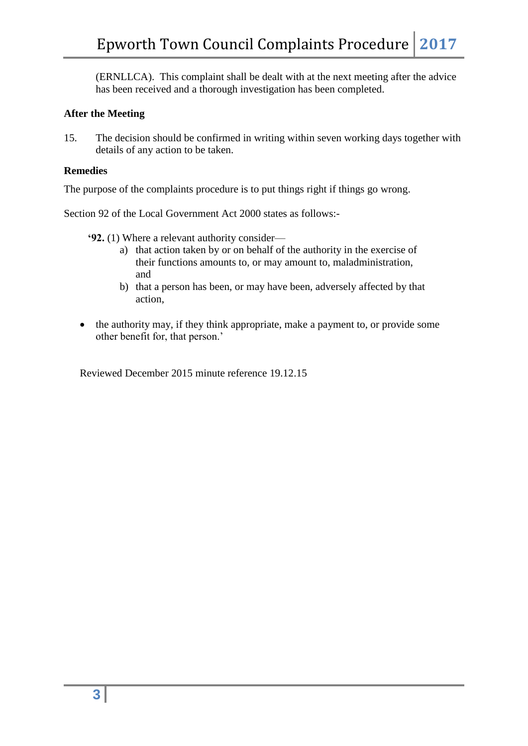(ERNLLCA). This complaint shall be dealt with at the next meeting after the advice has been received and a thorough investigation has been completed.

**After the Meeting**

15. The decision should be confirmed in writing within seven working days together with details of any action to be taken.

**Remedies**

The purpose of the complaints procedure is to put things right if things go wrong.

Section 92 of the Local Government Act 2000 states as follows:-

> **'92.** (1) Where a relevant authority consider—
>
> a) that action taken by or on behalf of the authority in the exercise of their functions amounts to, or may amount to, maladministration, and
> b) that a person has been, or may have been, adversely affected by that action,

- the authority may, if they think appropriate, make a payment to, or provide some other benefit for, that person.'

Reviewed December 2015 minute reference 19.12.15